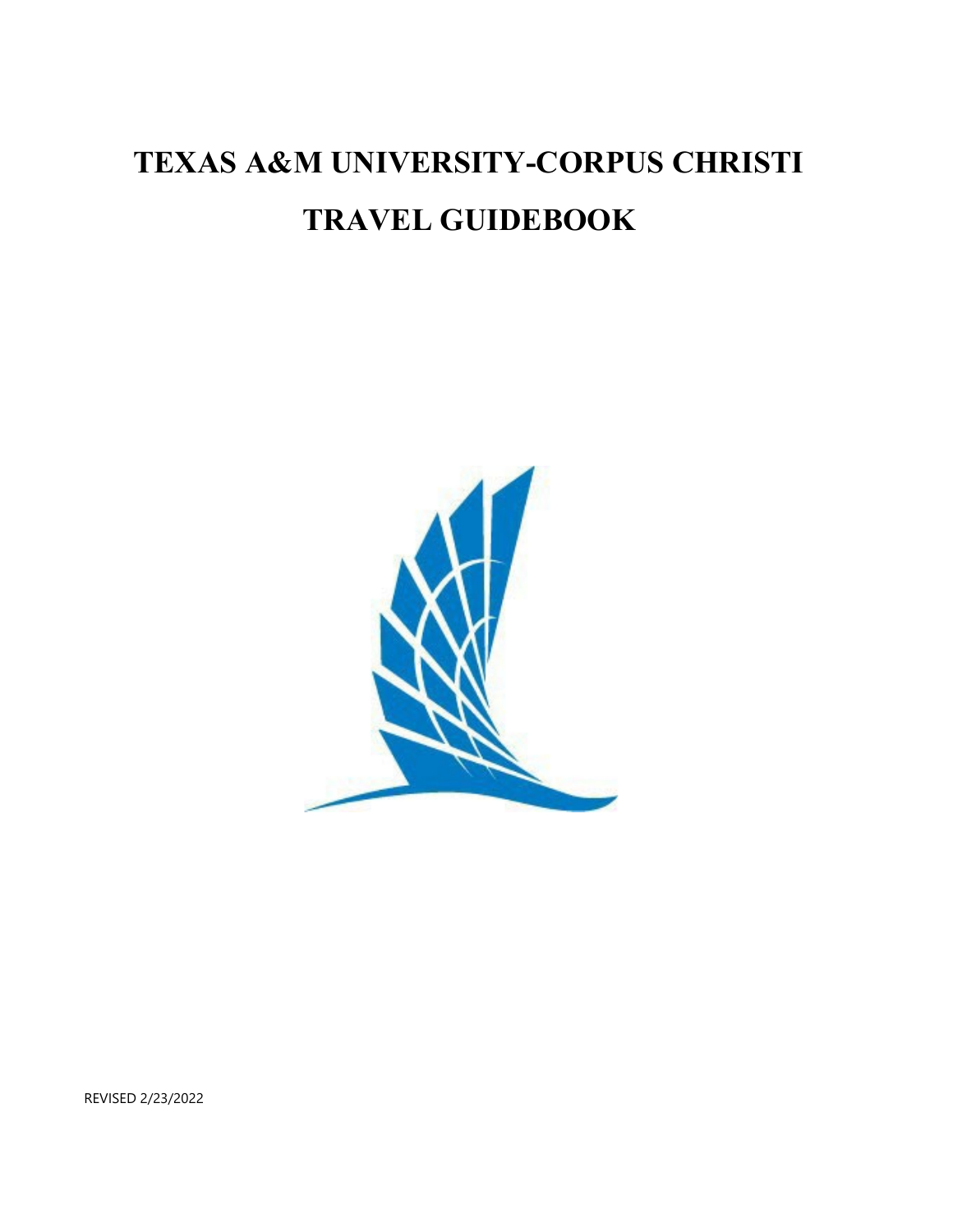# TEXAS A&M UNIVERSITY-CORPUS CHRISTI

# TRAVEL GUIDEBOOK

REVISED 2/23/2022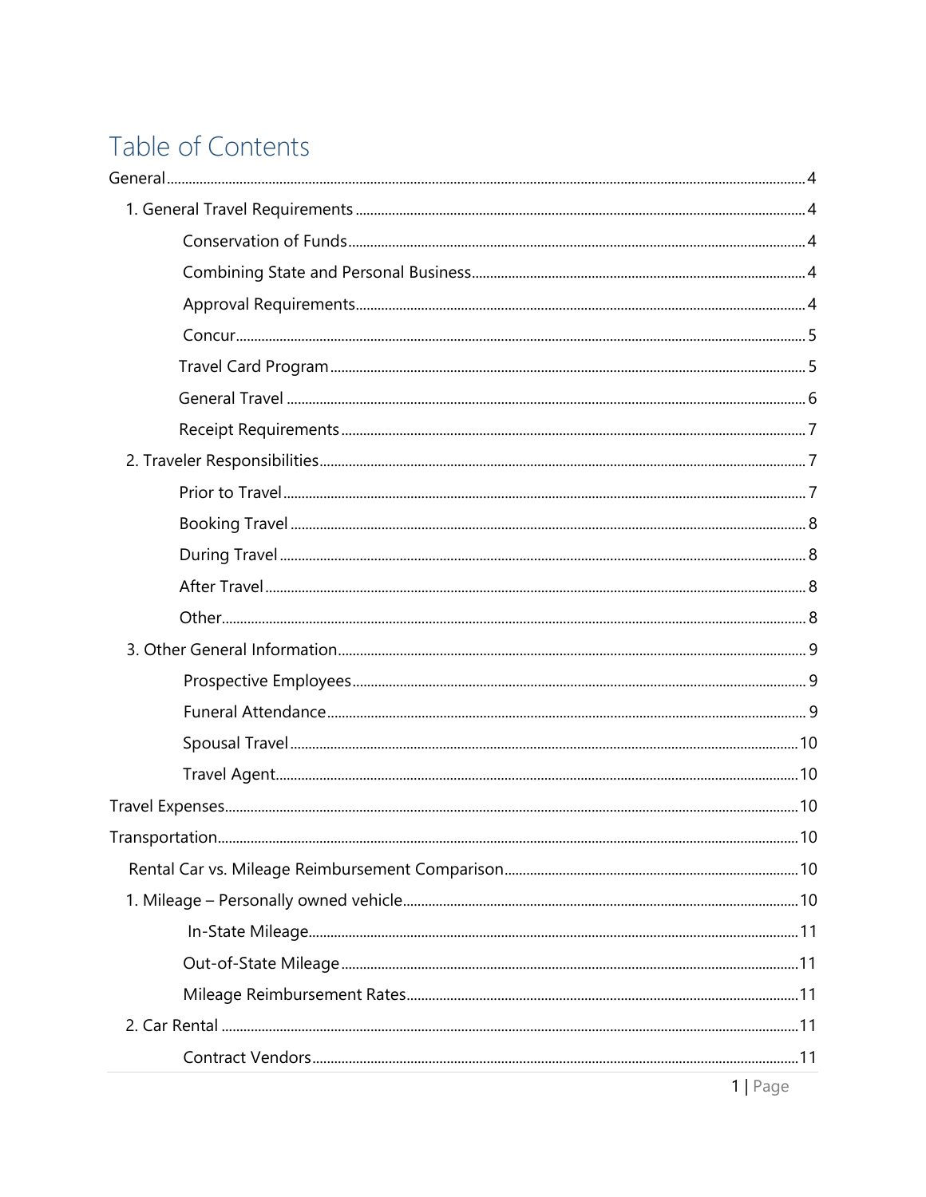# Table of Contents

- General ........ 4
  - 1. General Travel Requirements ........ 4
    - Conservation of Funds ........ 4
    - Combining State and Personal Business ........ 4
    - Approval Requirements ........ 4
    - Concur ........ 5
    - Travel Card Program ........ 5
    - General Travel ........ 6
    - Receipt Requirements ........ 7
  - 2. Traveler Responsibilities ........ 7
    - Prior to Travel ........ 7
    - Booking Travel ........ 8
    - During Travel ........ 8
    - After Travel ........ 8
    - Other ........ 8
  - 3. Other General Information ........ 9
    - Prospective Employees ........ 9
    - Funeral Attendance ........ 9
    - Spousal Travel ........ 10
    - Travel Agent ........ 10
- Travel Expenses ........ 10
- Transportation ........ 10
  - Rental Car vs. Mileage Reimbursement Comparison ........ 10
  - 1. Mileage – Personally owned vehicle ........ 10
    - In-State Mileage ........ 11
    - Out-of-State Mileage ........ 11
    - Mileage Reimbursement Rates ........ 11
  - 2. Car Rental ........ 11
    - Contract Vendors ........ 11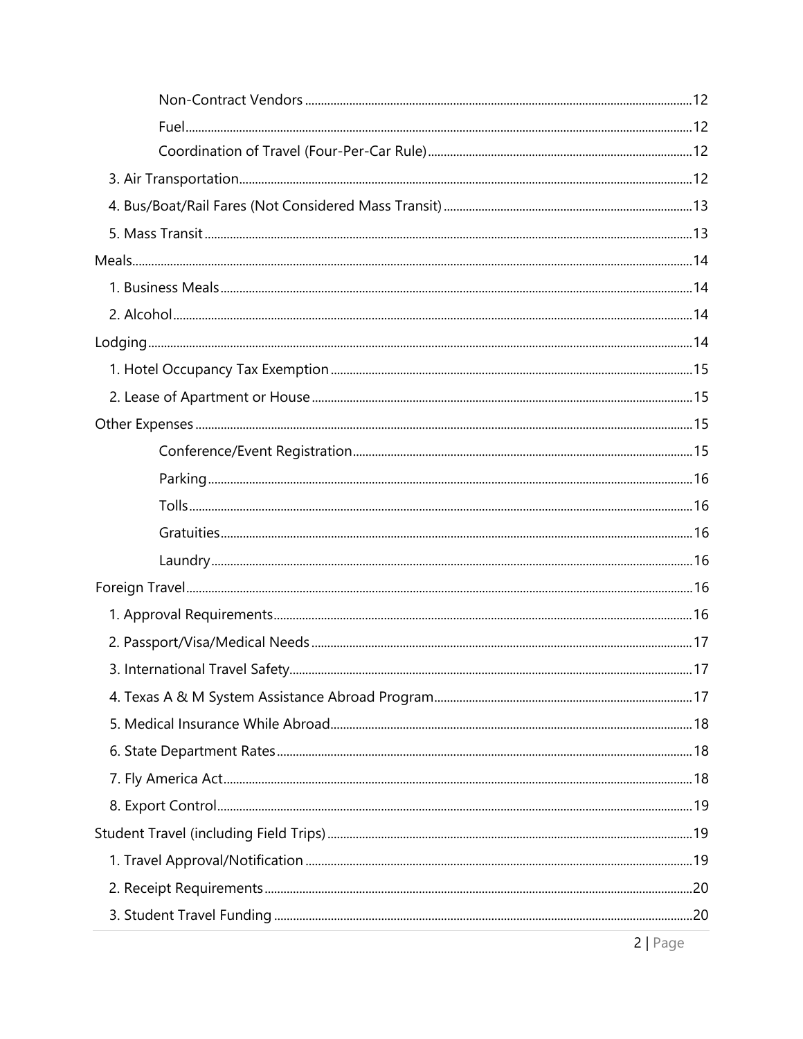- Non-Contract Vendors ... 12
- Fuel ... 12
- Coordination of Travel (Four-Per-Car Rule) ... 12

3. Air Transportation ... 12
4. Bus/Boat/Rail Fares (Not Considered Mass Transit) ... 13
5. Mass Transit ... 13

Meals ... 14

1. Business Meals ... 14
2. Alcohol ... 14

Lodging ... 14

1. Hotel Occupancy Tax Exemption ... 15
2. Lease of Apartment or House ... 15

Other Expenses ... 15

- Conference/Event Registration ... 15
- Parking ... 16
- Tolls ... 16
- Gratuities ... 16
- Laundry ... 16

Foreign Travel ... 16

1. Approval Requirements ... 16
2. Passport/Visa/Medical Needs ... 17
3. International Travel Safety ... 17
4. Texas A & M System Assistance Abroad Program ... 17
5. Medical Insurance While Abroad ... 18
6. State Department Rates ... 18
7. Fly America Act ... 18
8. Export Control ... 19

Student Travel (including Field Trips) ... 19

1. Travel Approval/Notification ... 19
2. Receipt Requirements ... 20
3. Student Travel Funding ... 20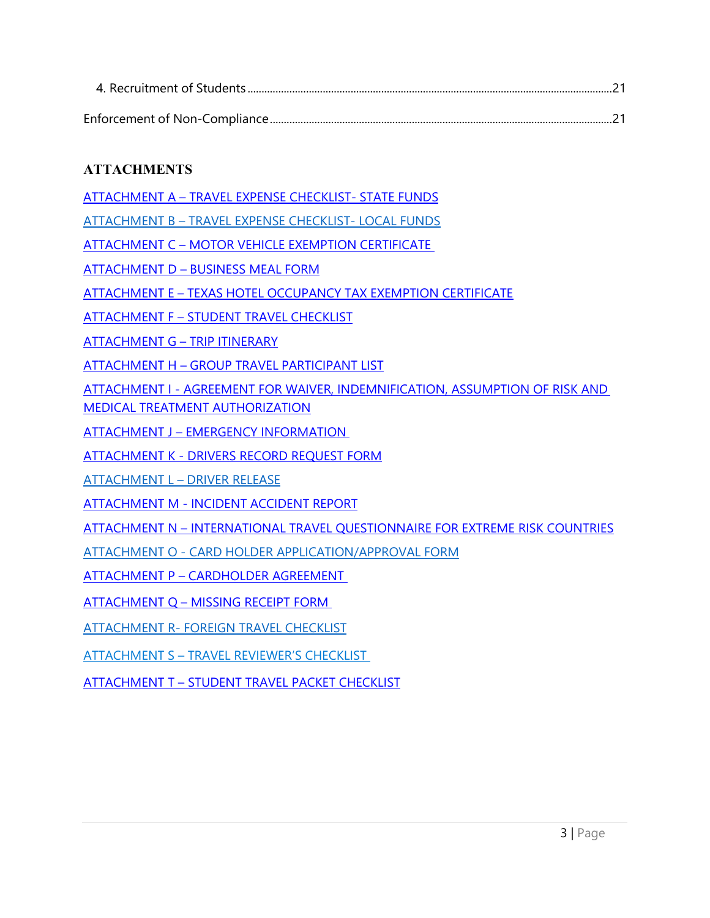4. Recruitment of Students ....................................................................................................................21

Enforcement of Non-Compliance ...........................................................................................................21

## ATTACHMENTS

ATTACHMENT A – TRAVEL EXPENSE CHECKLIST- STATE FUNDS

ATTACHMENT B – TRAVEL EXPENSE CHECKLIST- LOCAL FUNDS

ATTACHMENT C – MOTOR VEHICLE EXEMPTION CERTIFICATE

ATTACHMENT D – BUSINESS MEAL FORM

ATTACHMENT E – TEXAS HOTEL OCCUPANCY TAX EXEMPTION CERTIFICATE

ATTACHMENT F – STUDENT TRAVEL CHECKLIST

ATTACHMENT G – TRIP ITINERARY

ATTACHMENT H – GROUP TRAVEL PARTICIPANT LIST

ATTACHMENT I - AGREEMENT FOR WAIVER, INDEMNIFICATION, ASSUMPTION OF RISK AND MEDICAL TREATMENT AUTHORIZATION

ATTACHMENT J – EMERGENCY INFORMATION

ATTACHMENT K - DRIVERS RECORD REQUEST FORM

ATTACHMENT L – DRIVER RELEASE

ATTACHMENT M - INCIDENT ACCIDENT REPORT

ATTACHMENT N – INTERNATIONAL TRAVEL QUESTIONNAIRE FOR EXTREME RISK COUNTRIES

ATTACHMENT O - CARD HOLDER APPLICATION/APPROVAL FORM

ATTACHMENT P – CARDHOLDER AGREEMENT

ATTACHMENT Q – MISSING RECEIPT FORM

ATTACHMENT R- FOREIGN TRAVEL CHECKLIST

ATTACHMENT S – TRAVEL REVIEWER'S CHECKLIST

ATTACHMENT T – STUDENT TRAVEL PACKET CHECKLIST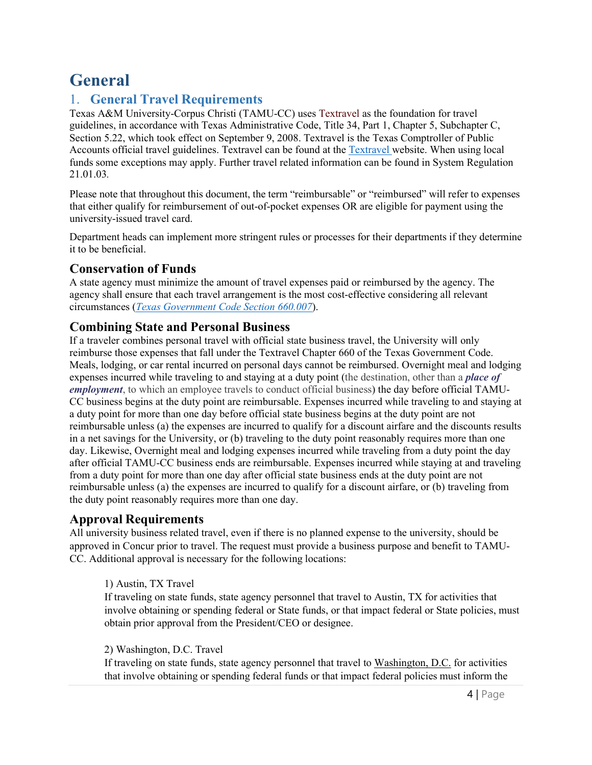# General

## 1. General Travel Requirements

Texas A&M University-Corpus Christi (TAMU-CC) uses Textravel as the foundation for travel guidelines, in accordance with Texas Administrative Code, Title 34, Part 1, Chapter 5, Subchapter C, Section 5.22, which took effect on September 9, 2008. Textravel is the Texas Comptroller of Public Accounts official travel guidelines. Textravel can be found at the Textravel website. When using local funds some exceptions may apply. Further travel related information can be found in System Regulation 21.01.03.

Please note that throughout this document, the term "reimbursable" or "reimbursed" will refer to expenses that either qualify for reimbursement of out-of-pocket expenses OR are eligible for payment using the university-issued travel card.

Department heads can implement more stringent rules or processes for their departments if they determine it to be beneficial.

### Conservation of Funds

A state agency must minimize the amount of travel expenses paid or reimbursed by the agency. The agency shall ensure that each travel arrangement is the most cost-effective considering all relevant circumstances (*Texas Government Code Section 660.007*).

### Combining State and Personal Business

If a traveler combines personal travel with official state business travel, the University will only reimburse those expenses that fall under the Textravel Chapter 660 of the Texas Government Code. Meals, lodging, or car rental incurred on personal days cannot be reimbursed. Overnight meal and lodging expenses incurred while traveling to and staying at a duty point (the destination, other than a ***place of employment***, to which an employee travels to conduct official business) the day before official TAMU-CC business begins at the duty point are reimbursable. Expenses incurred while traveling to and staying at a duty point for more than one day before official state business begins at the duty point are not reimbursable unless (a) the expenses are incurred to qualify for a discount airfare and the discounts results in a net savings for the University, or (b) traveling to the duty point reasonably requires more than one day. Likewise, Overnight meal and lodging expenses incurred while traveling from a duty point the day after official TAMU-CC business ends are reimbursable. Expenses incurred while staying at and traveling from a duty point for more than one day after official state business ends at the duty point are not reimbursable unless (a) the expenses are incurred to qualify for a discount airfare, or (b) traveling from the duty point reasonably requires more than one day.

### Approval Requirements

All university business related travel, even if there is no planned expense to the university, should be approved in Concur prior to travel. The request must provide a business purpose and benefit to TAMU-CC. Additional approval is necessary for the following locations:

1) Austin, TX Travel
If traveling on state funds, state agency personnel that travel to Austin, TX for activities that involve obtaining or spending federal or State funds, or that impact federal or State policies, must obtain prior approval from the President/CEO or designee.

2) Washington, D.C. Travel
If traveling on state funds, state agency personnel that travel to Washington, D.C. for activities that involve obtaining or spending federal funds or that impact federal policies must inform the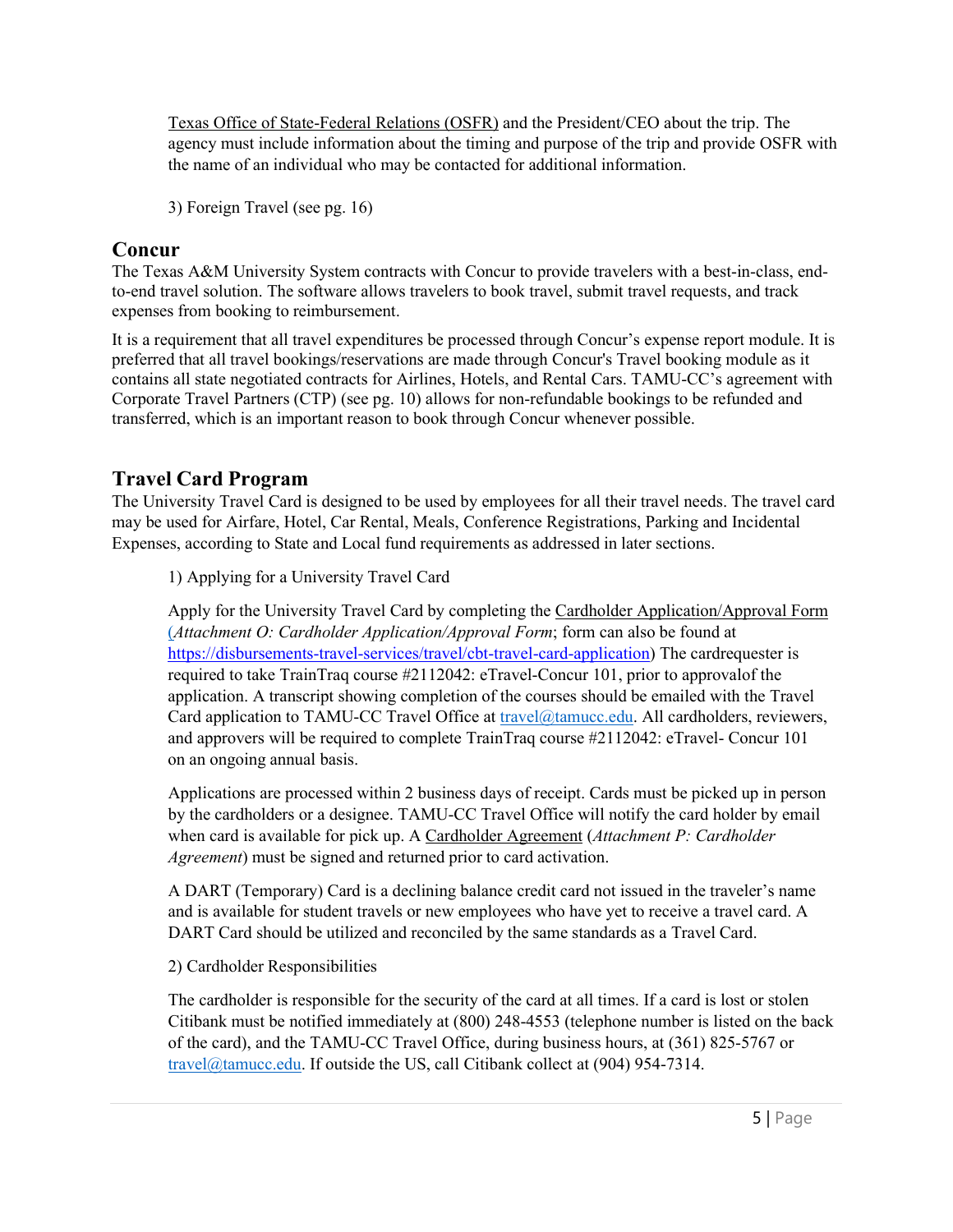Texas Office of State-Federal Relations (OSFR) and the President/CEO about the trip. The agency must include information about the timing and purpose of the trip and provide OSFR with the name of an individual who may be contacted for additional information.

3) Foreign Travel (see pg. 16)

## Concur

The Texas A&M University System contracts with Concur to provide travelers with a best-in-class, end-to-end travel solution. The software allows travelers to book travel, submit travel requests, and track expenses from booking to reimbursement.

It is a requirement that all travel expenditures be processed through Concur's expense report module. It is preferred that all travel bookings/reservations are made through Concur's Travel booking module as it contains all state negotiated contracts for Airlines, Hotels, and Rental Cars. TAMU-CC's agreement with Corporate Travel Partners (CTP) (see pg. 10) allows for non-refundable bookings to be refunded and transferred, which is an important reason to book through Concur whenever possible.

## Travel Card Program

The University Travel Card is designed to be used by employees for all their travel needs. The travel card may be used for Airfare, Hotel, Car Rental, Meals, Conference Registrations, Parking and Incidental Expenses, according to State and Local fund requirements as addressed in later sections.

1) Applying for a University Travel Card

Apply for the University Travel Card by completing the Cardholder Application/Approval Form (*Attachment O: Cardholder Application/Approval Form*; form can also be found at https://disbursements-travel-services/travel/cbt-travel-card-application) The cardrequester is required to take TrainTraq course #2112042: eTravel-Concur 101, prior to approvalof the application. A transcript showing completion of the courses should be emailed with the Travel Card application to TAMU-CC Travel Office at travel@tamucc.edu. All cardholders, reviewers, and approvers will be required to complete TrainTraq course #2112042: eTravel- Concur 101 on an ongoing annual basis.

Applications are processed within 2 business days of receipt. Cards must be picked up in person by the cardholders or a designee. TAMU-CC Travel Office will notify the card holder by email when card is available for pick up. A Cardholder Agreement (*Attachment P: Cardholder Agreement*) must be signed and returned prior to card activation.

A DART (Temporary) Card is a declining balance credit card not issued in the traveler's name and is available for student travels or new employees who have yet to receive a travel card. A DART Card should be utilized and reconciled by the same standards as a Travel Card.

2) Cardholder Responsibilities

The cardholder is responsible for the security of the card at all times. If a card is lost or stolen Citibank must be notified immediately at (800) 248-4553 (telephone number is listed on the back of the card), and the TAMU-CC Travel Office, during business hours, at (361) 825-5767 or travel@tamucc.edu. If outside the US, call Citibank collect at (904) 954-7314.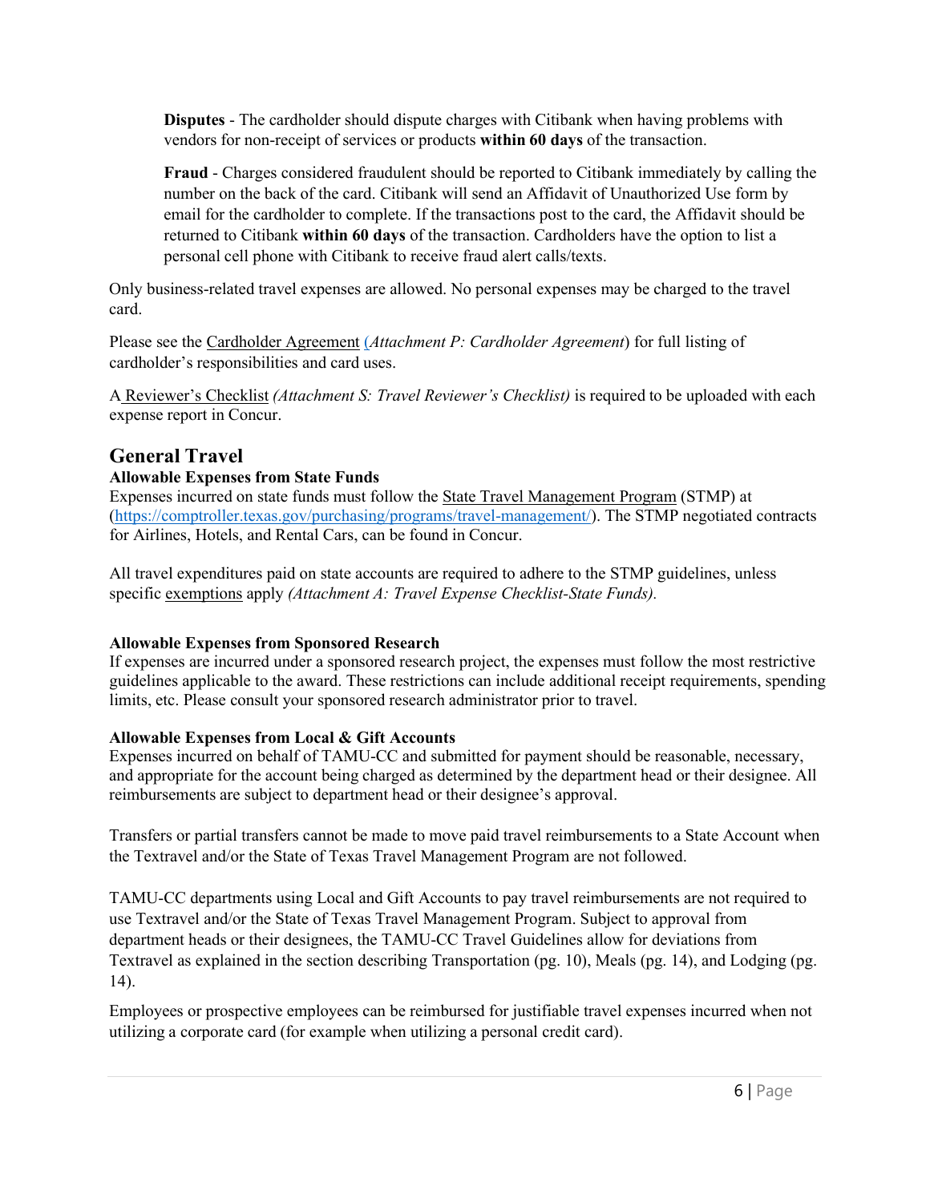**Disputes** - The cardholder should dispute charges with Citibank when having problems with vendors for non-receipt of services or products **within 60 days** of the transaction.

**Fraud** - Charges considered fraudulent should be reported to Citibank immediately by calling the number on the back of the card. Citibank will send an Affidavit of Unauthorized Use form by email for the cardholder to complete. If the transactions post to the card, the Affidavit should be returned to Citibank **within 60 days** of the transaction. Cardholders have the option to list a personal cell phone with Citibank to receive fraud alert calls/texts.

Only business-related travel expenses are allowed. No personal expenses may be charged to the travel card.

Please see the Cardholder Agreement (*Attachment P: Cardholder Agreement*) for full listing of cardholder's responsibilities and card uses.

A Reviewer's Checklist *(Attachment S: Travel Reviewer's Checklist)* is required to be uploaded with each expense report in Concur.

## General Travel

**Allowable Expenses from State Funds**

Expenses incurred on state funds must follow the State Travel Management Program (STMP) at (https://comptroller.texas.gov/purchasing/programs/travel-management/). The STMP negotiated contracts for Airlines, Hotels, and Rental Cars, can be found in Concur.

All travel expenditures paid on state accounts are required to adhere to the STMP guidelines, unless specific exemptions apply *(Attachment A: Travel Expense Checklist-State Funds).*

**Allowable Expenses from Sponsored Research**

If expenses are incurred under a sponsored research project, the expenses must follow the most restrictive guidelines applicable to the award. These restrictions can include additional receipt requirements, spending limits, etc. Please consult your sponsored research administrator prior to travel.

**Allowable Expenses from Local & Gift Accounts**

Expenses incurred on behalf of TAMU-CC and submitted for payment should be reasonable, necessary, and appropriate for the account being charged as determined by the department head or their designee. All reimbursements are subject to department head or their designee's approval.

Transfers or partial transfers cannot be made to move paid travel reimbursements to a State Account when the Textravel and/or the State of Texas Travel Management Program are not followed.

TAMU-CC departments using Local and Gift Accounts to pay travel reimbursements are not required to use Textravel and/or the State of Texas Travel Management Program. Subject to approval from department heads or their designees, the TAMU-CC Travel Guidelines allow for deviations from Textravel as explained in the section describing Transportation (pg. 10), Meals (pg. 14), and Lodging (pg. 14).

Employees or prospective employees can be reimbursed for justifiable travel expenses incurred when not utilizing a corporate card (for example when utilizing a personal credit card).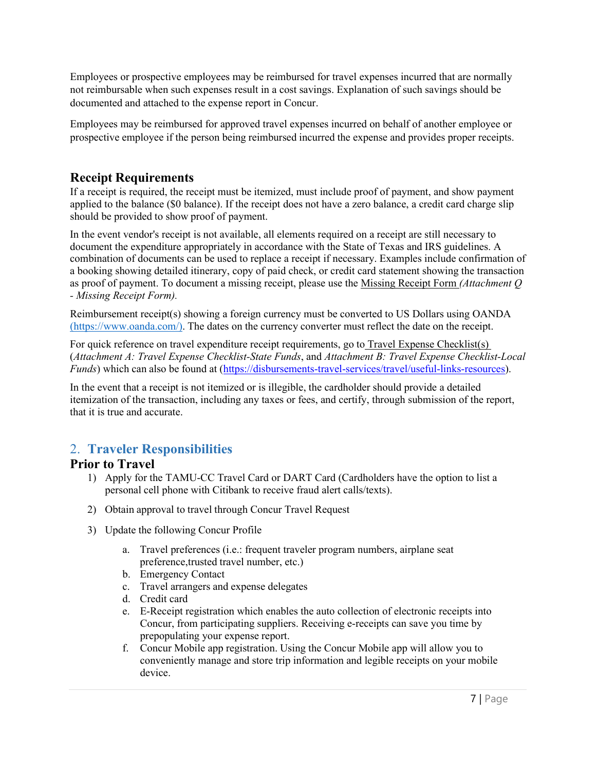Employees or prospective employees may be reimbursed for travel expenses incurred that are normally not reimbursable when such expenses result in a cost savings. Explanation of such savings should be documented and attached to the expense report in Concur.

Employees may be reimbursed for approved travel expenses incurred on behalf of another employee or prospective employee if the person being reimbursed incurred the expense and provides proper receipts.

### Receipt Requirements

If a receipt is required, the receipt must be itemized, must include proof of payment, and show payment applied to the balance ($0 balance). If the receipt does not have a zero balance, a credit card charge slip should be provided to show proof of payment.

In the event vendor's receipt is not available, all elements required on a receipt are still necessary to document the expenditure appropriately in accordance with the State of Texas and IRS guidelines. A combination of documents can be used to replace a receipt if necessary. Examples include confirmation of a booking showing detailed itinerary, copy of paid check, or credit card statement showing the transaction as proof of payment. To document a missing receipt, please use the Missing Receipt Form *(Attachment Q - Missing Receipt Form).*

Reimbursement receipt(s) showing a foreign currency must be converted to US Dollars using OANDA (https://www.oanda.com/). The dates on the currency converter must reflect the date on the receipt.

For quick reference on travel expenditure receipt requirements, go to Travel Expense Checklist(s) (*Attachment A: Travel Expense Checklist-State Funds*, and *Attachment B: Travel Expense Checklist-Local Funds*) which can also be found at (https://disbursements-travel-services/travel/useful-links-resources).

In the event that a receipt is not itemized or is illegible, the cardholder should provide a detailed itemization of the transaction, including any taxes or fees, and certify, through submission of the report, that it is true and accurate.

## 2. Traveler Responsibilities

### Prior to Travel

1) Apply for the TAMU-CC Travel Card or DART Card (Cardholders have the option to list a personal cell phone with Citibank to receive fraud alert calls/texts).
2) Obtain approval to travel through Concur Travel Request
3) Update the following Concur Profile
    a. Travel preferences (i.e.: frequent traveler program numbers, airplane seat preference,trusted travel number, etc.)
    b. Emergency Contact
    c. Travel arrangers and expense delegates
    d. Credit card
    e. E-Receipt registration which enables the auto collection of electronic receipts into Concur, from participating suppliers. Receiving e-receipts can save you time by prepopulating your expense report.
    f. Concur Mobile app registration. Using the Concur Mobile app will allow you to conveniently manage and store trip information and legible receipts on your mobile device.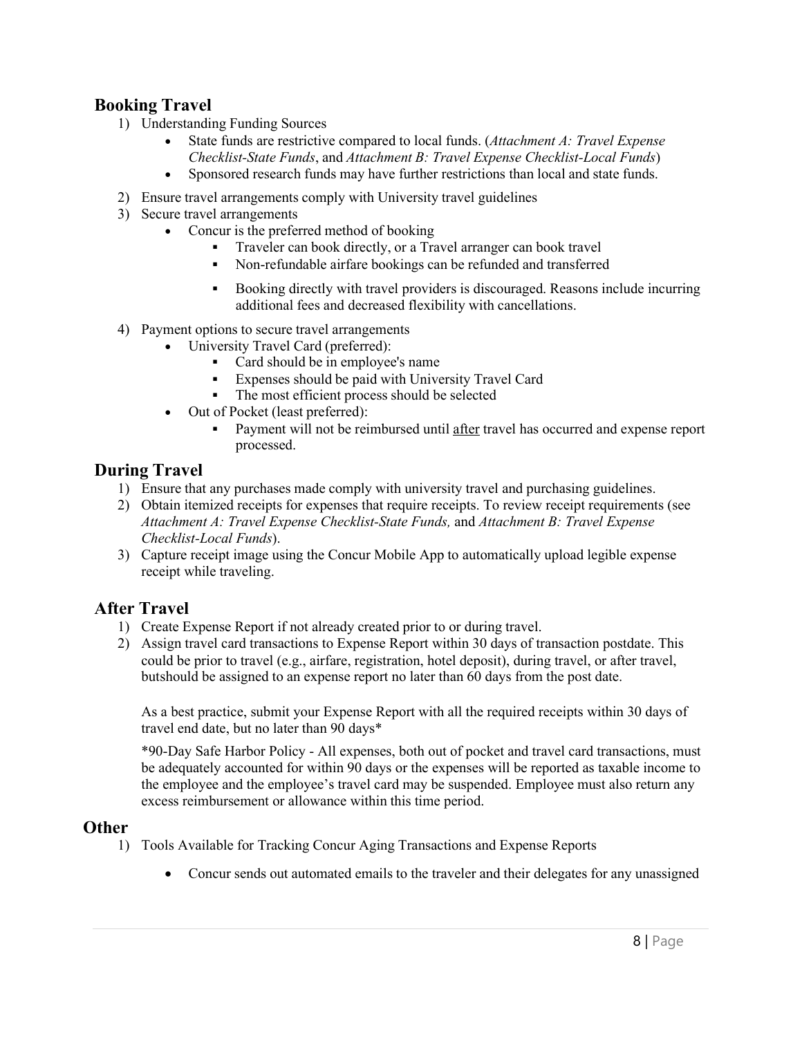## Booking Travel

1) Understanding Funding Sources
   - State funds are restrictive compared to local funds. (*Attachment A: Travel Expense Checklist-State Funds*, and *Attachment B: Travel Expense Checklist-Local Funds*)
   - Sponsored research funds may have further restrictions than local and state funds.

2) Ensure travel arrangements comply with University travel guidelines
3) Secure travel arrangements
   - Concur is the preferred method of booking
     - Traveler can book directly, or a Travel arranger can book travel
     - Non-refundable airfare bookings can be refunded and transferred
     - Booking directly with travel providers is discouraged. Reasons include incurring additional fees and decreased flexibility with cancellations.

4) Payment options to secure travel arrangements
   - University Travel Card (preferred):
     - Card should be in employee's name
     - Expenses should be paid with University Travel Card
     - The most efficient process should be selected
   - Out of Pocket (least preferred):
     - Payment will not be reimbursed until <u>after</u> travel has occurred and expense report processed.

## During Travel

1) Ensure that any purchases made comply with university travel and purchasing guidelines.
2) Obtain itemized receipts for expenses that require receipts. To review receipt requirements (see *Attachment A: Travel Expense Checklist-State Funds,* and *Attachment B: Travel Expense Checklist-Local Funds*).
3) Capture receipt image using the Concur Mobile App to automatically upload legible expense receipt while traveling.

## After Travel

1) Create Expense Report if not already created prior to or during travel.
2) Assign travel card transactions to Expense Report within 30 days of transaction postdate. This could be prior to travel (e.g., airfare, registration, hotel deposit), during travel, or after travel, butshould be assigned to an expense report no later than 60 days from the post date.

   As a best practice, submit your Expense Report with all the required receipts within 30 days of travel end date, but no later than 90 days*

   *90-Day Safe Harbor Policy - All expenses, both out of pocket and travel card transactions, must be adequately accounted for within 90 days or the expenses will be reported as taxable income to the employee and the employee's travel card may be suspended. Employee must also return any excess reimbursement or allowance within this time period.

## Other

1) Tools Available for Tracking Concur Aging Transactions and Expense Reports
   - Concur sends out automated emails to the traveler and their delegates for any unassigned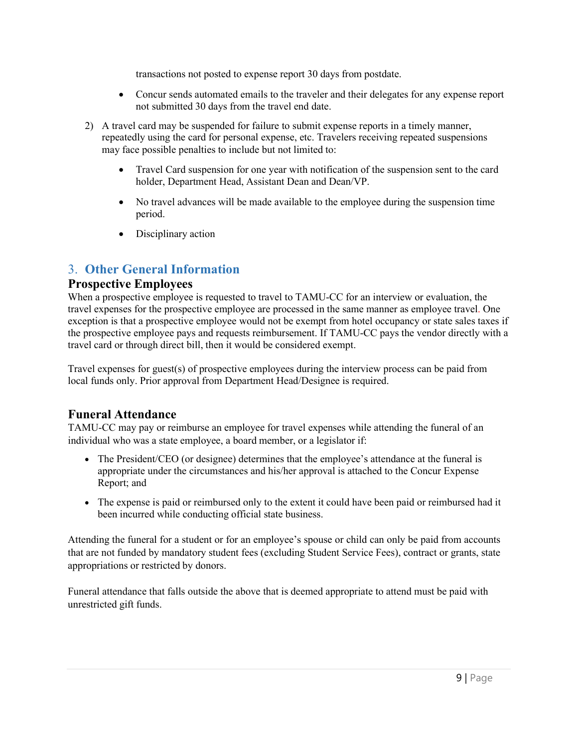transactions not posted to expense report 30 days from postdate.

- Concur sends automated emails to the traveler and their delegates for any expense report not submitted 30 days from the travel end date.

2) A travel card may be suspended for failure to submit expense reports in a timely manner, repeatedly using the card for personal expense, etc. Travelers receiving repeated suspensions may face possible penalties to include but not limited to:

    - Travel Card suspension for one year with notification of the suspension sent to the card holder, Department Head, Assistant Dean and Dean/VP.
    - No travel advances will be made available to the employee during the suspension time period.
    - Disciplinary action

## 3. Other General Information

### Prospective Employees

When a prospective employee is requested to travel to TAMU-CC for an interview or evaluation, the travel expenses for the prospective employee are processed in the same manner as employee travel. One exception is that a prospective employee would not be exempt from hotel occupancy or state sales taxes if the prospective employee pays and requests reimbursement. If TAMU-CC pays the vendor directly with a travel card or through direct bill, then it would be considered exempt.

Travel expenses for guest(s) of prospective employees during the interview process can be paid from local funds only. Prior approval from Department Head/Designee is required.

### Funeral Attendance

TAMU-CC may pay or reimburse an employee for travel expenses while attending the funeral of an individual who was a state employee, a board member, or a legislator if:

- The President/CEO (or designee) determines that the employee's attendance at the funeral is appropriate under the circumstances and his/her approval is attached to the Concur Expense Report; and
- The expense is paid or reimbursed only to the extent it could have been paid or reimbursed had it been incurred while conducting official state business.

Attending the funeral for a student or for an employee's spouse or child can only be paid from accounts that are not funded by mandatory student fees (excluding Student Service Fees), contract or grants, state appropriations or restricted by donors.

Funeral attendance that falls outside the above that is deemed appropriate to attend must be paid with unrestricted gift funds.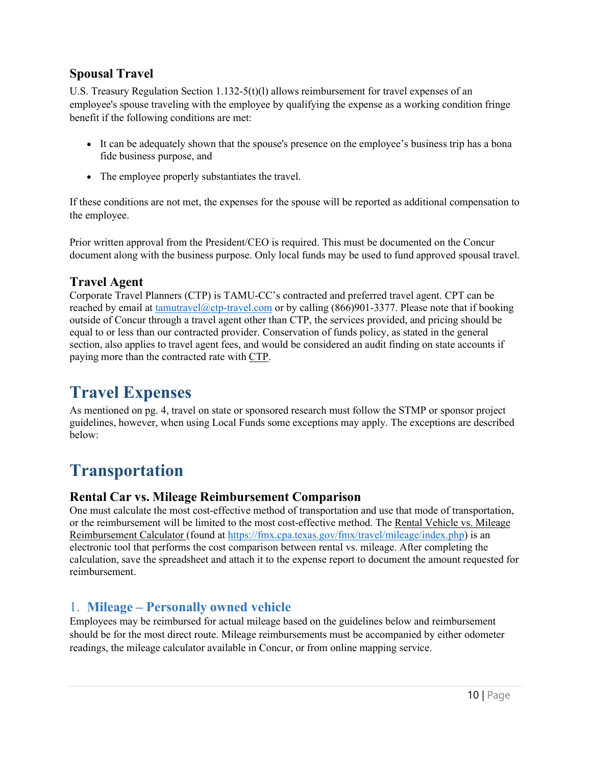### Spousal Travel

U.S. Treasury Regulation Section 1.132-5(t)(l) allows reimbursement for travel expenses of an employee's spouse traveling with the employee by qualifying the expense as a working condition fringe benefit if the following conditions are met:

- It can be adequately shown that the spouse's presence on the employee's business trip has a bona fide business purpose, and
- The employee properly substantiates the travel.

If these conditions are not met, the expenses for the spouse will be reported as additional compensation to the employee.

Prior written approval from the President/CEO is required. This must be documented on the Concur document along with the business purpose. Only local funds may be used to fund approved spousal travel.

### Travel Agent

Corporate Travel Planners (CTP) is TAMU-CC's contracted and preferred travel agent. CPT can be reached by email at tamutravel@ctp-travel.com or by calling (866)901-3377. Please note that if booking outside of Concur through a travel agent other than CTP, the services provided, and pricing should be equal to or less than our contracted provider. Conservation of funds policy, as stated in the general section, also applies to travel agent fees, and would be considered an audit finding on state accounts if paying more than the contracted rate with CTP.

# Travel Expenses

As mentioned on pg. 4, travel on state or sponsored research must follow the STMP or sponsor project guidelines, however, when using Local Funds some exceptions may apply. The exceptions are described below:

# Transportation

### Rental Car vs. Mileage Reimbursement Comparison

One must calculate the most cost-effective method of transportation and use that mode of transportation, or the reimbursement will be limited to the most cost-effective method. The Rental Vehicle vs. Mileage Reimbursement Calculator (found at https://fmx.cpa.texas.gov/fmx/travel/mileage/index.php) is an electronic tool that performs the cost comparison between rental vs. mileage. After completing the calculation, save the spreadsheet and attach it to the expense report to document the amount requested for reimbursement.

## 1. Mileage – Personally owned vehicle

Employees may be reimbursed for actual mileage based on the guidelines below and reimbursement should be for the most direct route. Mileage reimbursements must be accompanied by either odometer readings, the mileage calculator available in Concur, or from online mapping service.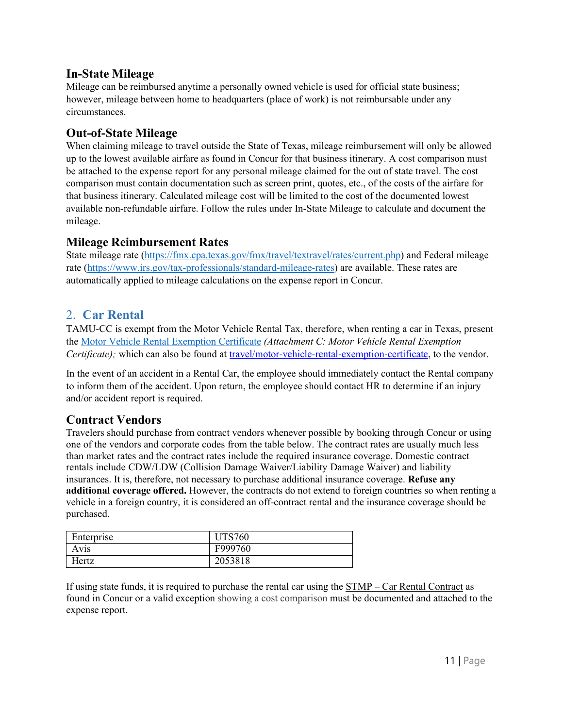### In-State Mileage

Mileage can be reimbursed anytime a personally owned vehicle is used for official state business; however, mileage between home to headquarters (place of work) is not reimbursable under any circumstances.

### Out-of-State Mileage

When claiming mileage to travel outside the State of Texas, mileage reimbursement will only be allowed up to the lowest available airfare as found in Concur for that business itinerary. A cost comparison must be attached to the expense report for any personal mileage claimed for the out of state travel. The cost comparison must contain documentation such as screen print, quotes, etc., of the costs of the airfare for that business itinerary. Calculated mileage cost will be limited to the cost of the documented lowest available non-refundable airfare. Follow the rules under In-State Mileage to calculate and document the mileage.

### Mileage Reimbursement Rates

State mileage rate (https://fmx.cpa.texas.gov/fmx/travel/textravel/rates/current.php) and Federal mileage rate (https://www.irs.gov/tax-professionals/standard-mileage-rates) are available. These rates are automatically applied to mileage calculations on the expense report in Concur.

## 2. Car Rental

TAMU-CC is exempt from the Motor Vehicle Rental Tax, therefore, when renting a car in Texas, present the Motor Vehicle Rental Exemption Certificate *(Attachment C: Motor Vehicle Rental Exemption Certificate);* which can also be found at travel/motor-vehicle-rental-exemption-certificate, to the vendor.

In the event of an accident in a Rental Car, the employee should immediately contact the Rental company to inform them of the accident. Upon return, the employee should contact HR to determine if an injury and/or accident report is required.

### Contract Vendors

Travelers should purchase from contract vendors whenever possible by booking through Concur or using one of the vendors and corporate codes from the table below. The contract rates are usually much less than market rates and the contract rates include the required insurance coverage. Domestic contract rentals include CDW/LDW (Collision Damage Waiver/Liability Damage Waiver) and liability insurances. It is, therefore, not necessary to purchase additional insurance coverage. **Refuse any additional coverage offered.** However, the contracts do not extend to foreign countries so when renting a vehicle in a foreign country, it is considered an off-contract rental and the insurance coverage should be purchased.

| | |
|---|---|
| Enterprise | UTS760 |
| Avis | F999760 |
| Hertz | 2053818 |

If using state funds, it is required to purchase the rental car using the STMP – Car Rental Contract as found in Concur or a valid exception showing a cost comparison must be documented and attached to the expense report.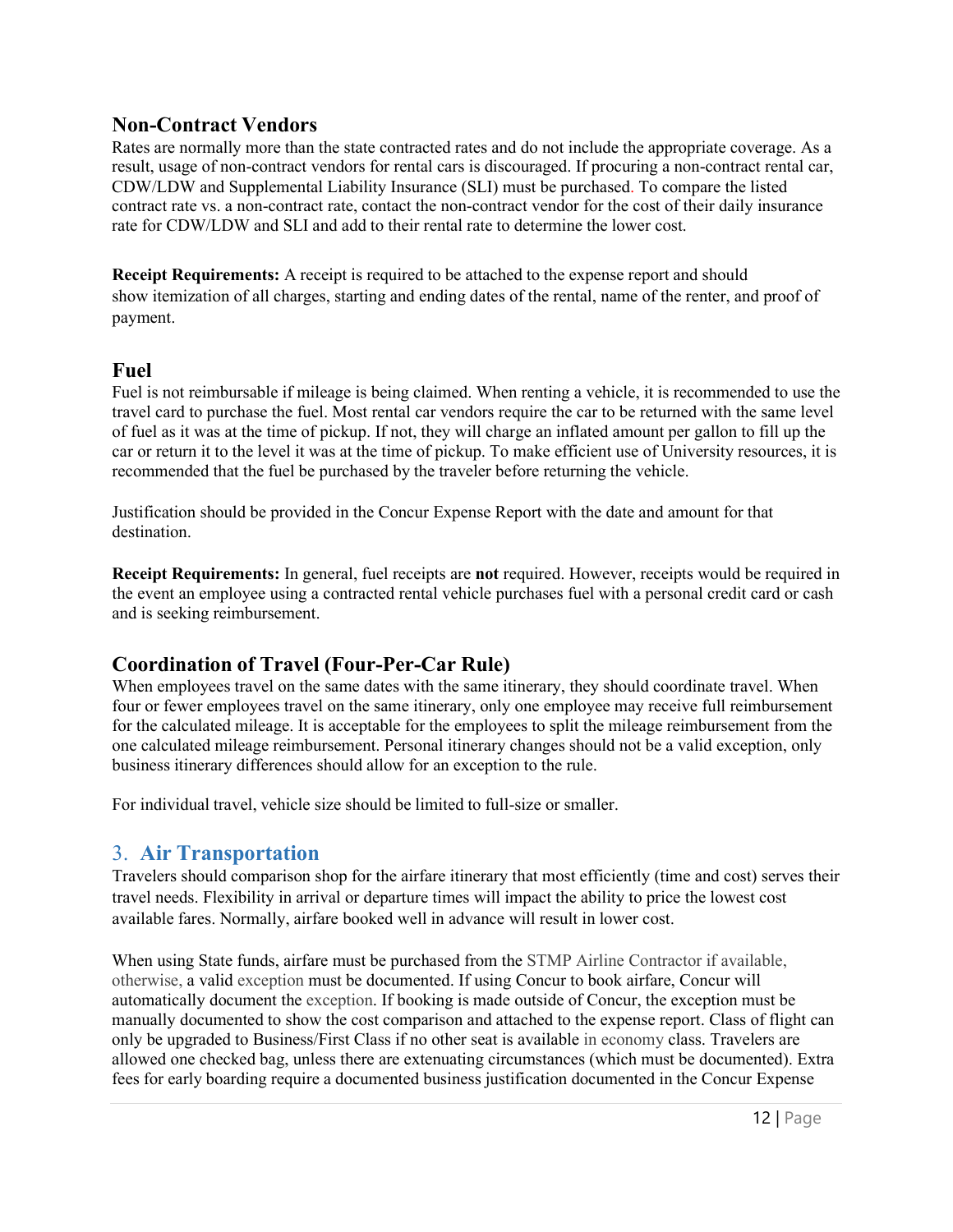## Non-Contract Vendors

Rates are normally more than the state contracted rates and do not include the appropriate coverage. As a result, usage of non-contract vendors for rental cars is discouraged. If procuring a non-contract rental car, CDW/LDW and Supplemental Liability Insurance (SLI) must be purchased. To compare the listed contract rate vs. a non-contract rate, contact the non-contract vendor for the cost of their daily insurance rate for CDW/LDW and SLI and add to their rental rate to determine the lower cost.

**Receipt Requirements:** A receipt is required to be attached to the expense report and should show itemization of all charges, starting and ending dates of the rental, name of the renter, and proof of payment.

## Fuel

Fuel is not reimbursable if mileage is being claimed. When renting a vehicle, it is recommended to use the travel card to purchase the fuel. Most rental car vendors require the car to be returned with the same level of fuel as it was at the time of pickup. If not, they will charge an inflated amount per gallon to fill up the car or return it to the level it was at the time of pickup. To make efficient use of University resources, it is recommended that the fuel be purchased by the traveler before returning the vehicle.

Justification should be provided in the Concur Expense Report with the date and amount for that destination.

**Receipt Requirements:** In general, fuel receipts are **not** required. However, receipts would be required in the event an employee using a contracted rental vehicle purchases fuel with a personal credit card or cash and is seeking reimbursement.

## Coordination of Travel (Four-Per-Car Rule)

When employees travel on the same dates with the same itinerary, they should coordinate travel. When four or fewer employees travel on the same itinerary, only one employee may receive full reimbursement for the calculated mileage. It is acceptable for the employees to split the mileage reimbursement from the one calculated mileage reimbursement. Personal itinerary changes should not be a valid exception, only business itinerary differences should allow for an exception to the rule.

For individual travel, vehicle size should be limited to full-size or smaller.

# 3. Air Transportation

Travelers should comparison shop for the airfare itinerary that most efficiently (time and cost) serves their travel needs. Flexibility in arrival or departure times will impact the ability to price the lowest cost available fares. Normally, airfare booked well in advance will result in lower cost.

When using State funds, airfare must be purchased from the STMP Airline Contractor if available, otherwise, a valid exception must be documented. If using Concur to book airfare, Concur will automatically document the exception. If booking is made outside of Concur, the exception must be manually documented to show the cost comparison and attached to the expense report. Class of flight can only be upgraded to Business/First Class if no other seat is available in economy class. Travelers are allowed one checked bag, unless there are extenuating circumstances (which must be documented). Extra fees for early boarding require a documented business justification documented in the Concur Expense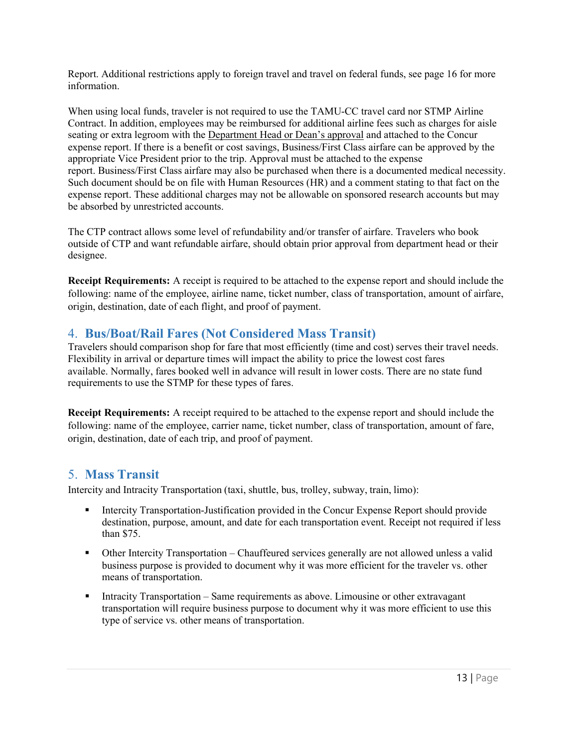Report. Additional restrictions apply to foreign travel and travel on federal funds, see page 16 for more information.

When using local funds, traveler is not required to use the TAMU-CC travel card nor STMP Airline Contract. In addition, employees may be reimbursed for additional airline fees such as charges for aisle seating or extra legroom with the Department Head or Dean's approval and attached to the Concur expense report. If there is a benefit or cost savings, Business/First Class airfare can be approved by the appropriate Vice President prior to the trip. Approval must be attached to the expense report. Business/First Class airfare may also be purchased when there is a documented medical necessity. Such document should be on file with Human Resources (HR) and a comment stating to that fact on the expense report. These additional charges may not be allowable on sponsored research accounts but may be absorbed by unrestricted accounts.

The CTP contract allows some level of refundability and/or transfer of airfare. Travelers who book outside of CTP and want refundable airfare, should obtain prior approval from department head or their designee.

**Receipt Requirements:** A receipt is required to be attached to the expense report and should include the following: name of the employee, airline name, ticket number, class of transportation, amount of airfare, origin, destination, date of each flight, and proof of payment.

## 4. Bus/Boat/Rail Fares (Not Considered Mass Transit)

Travelers should comparison shop for fare that most efficiently (time and cost) serves their travel needs. Flexibility in arrival or departure times will impact the ability to price the lowest cost fares available. Normally, fares booked well in advance will result in lower costs. There are no state fund requirements to use the STMP for these types of fares.

**Receipt Requirements:** A receipt required to be attached to the expense report and should include the following: name of the employee, carrier name, ticket number, class of transportation, amount of fare, origin, destination, date of each trip, and proof of payment.

## 5. Mass Transit

Intercity and Intracity Transportation (taxi, shuttle, bus, trolley, subway, train, limo):

- Intercity Transportation-Justification provided in the Concur Expense Report should provide destination, purpose, amount, and date for each transportation event. Receipt not required if less than $75.
- Other Intercity Transportation – Chauffeured services generally are not allowed unless a valid business purpose is provided to document why it was more efficient for the traveler vs. other means of transportation.
- Intracity Transportation – Same requirements as above. Limousine or other extravagant transportation will require business purpose to document why it was more efficient to use this type of service vs. other means of transportation.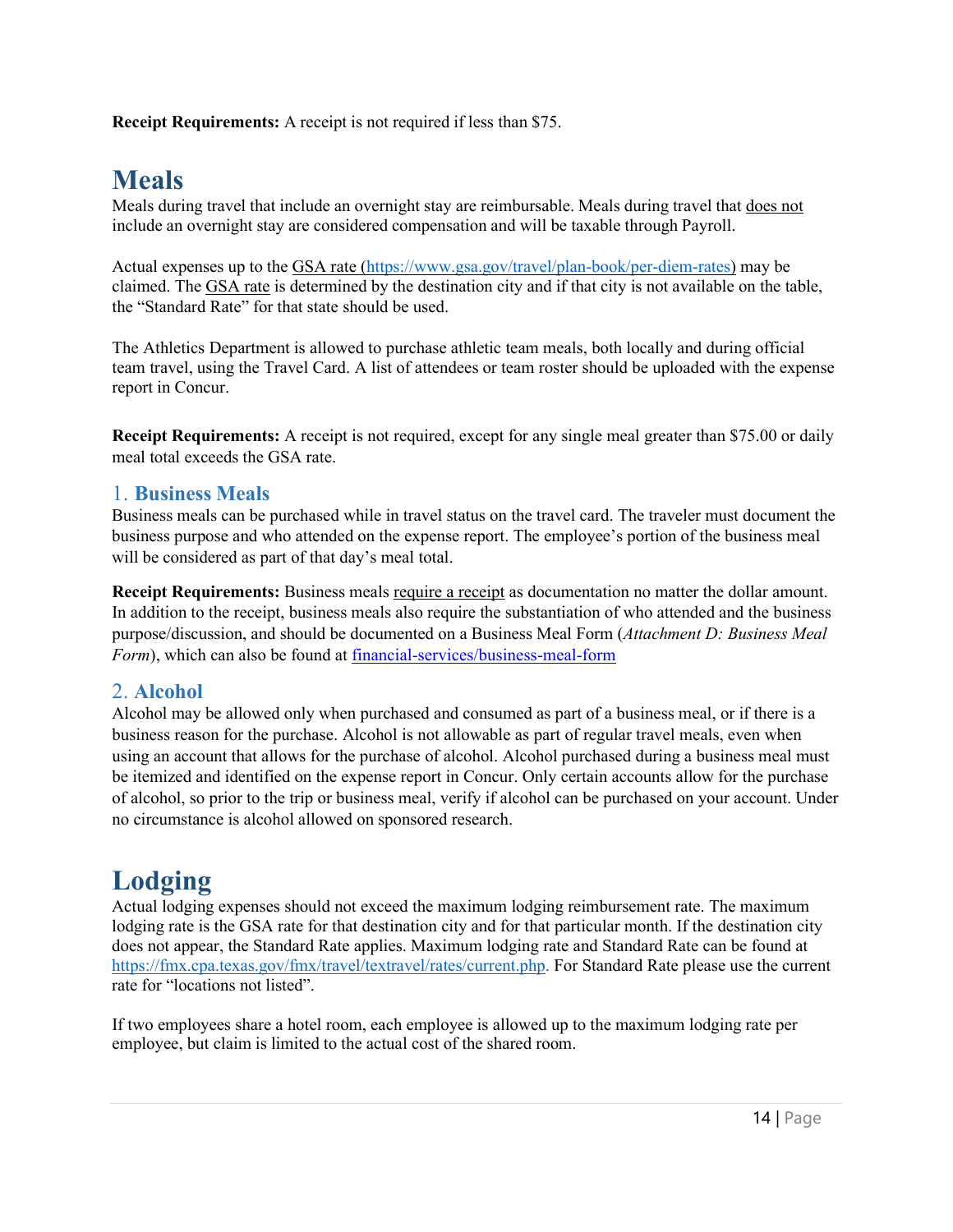**Receipt Requirements:** A receipt is not required if less than $75.

# Meals

Meals during travel that include an overnight stay are reimbursable. Meals during travel that does not include an overnight stay are considered compensation and will be taxable through Payroll.

Actual expenses up to the GSA rate (https://www.gsa.gov/travel/plan-book/per-diem-rates) may be claimed. The GSA rate is determined by the destination city and if that city is not available on the table, the "Standard Rate" for that state should be used.

The Athletics Department is allowed to purchase athletic team meals, both locally and during official team travel, using the Travel Card. A list of attendees or team roster should be uploaded with the expense report in Concur.

**Receipt Requirements:** A receipt is not required, except for any single meal greater than $75.00 or daily meal total exceeds the GSA rate.

## 1. Business Meals

Business meals can be purchased while in travel status on the travel card. The traveler must document the business purpose and who attended on the expense report. The employee's portion of the business meal will be considered as part of that day's meal total.

**Receipt Requirements:** Business meals require a receipt as documentation no matter the dollar amount. In addition to the receipt, business meals also require the substantiation of who attended and the business purpose/discussion, and should be documented on a Business Meal Form (*Attachment D: Business Meal Form*), which can also be found at financial-services/business-meal-form

## 2. Alcohol

Alcohol may be allowed only when purchased and consumed as part of a business meal, or if there is a business reason for the purchase. Alcohol is not allowable as part of regular travel meals, even when using an account that allows for the purchase of alcohol. Alcohol purchased during a business meal must be itemized and identified on the expense report in Concur. Only certain accounts allow for the purchase of alcohol, so prior to the trip or business meal, verify if alcohol can be purchased on your account. Under no circumstance is alcohol allowed on sponsored research.

# Lodging

Actual lodging expenses should not exceed the maximum lodging reimbursement rate. The maximum lodging rate is the GSA rate for that destination city and for that particular month. If the destination city does not appear, the Standard Rate applies. Maximum lodging rate and Standard Rate can be found at https://fmx.cpa.texas.gov/fmx/travel/textravel/rates/current.php. For Standard Rate please use the current rate for "locations not listed".

If two employees share a hotel room, each employee is allowed up to the maximum lodging rate per employee, but claim is limited to the actual cost of the shared room.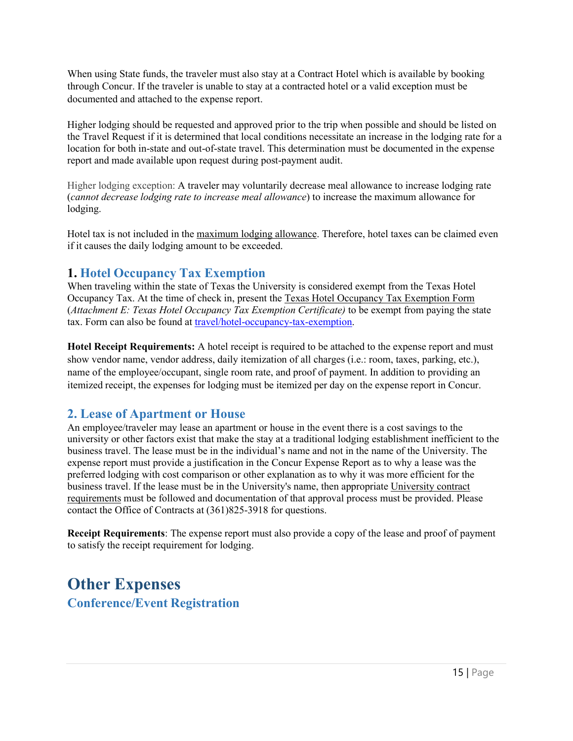When using State funds, the traveler must also stay at a Contract Hotel which is available by booking through Concur. If the traveler is unable to stay at a contracted hotel or a valid exception must be documented and attached to the expense report.

Higher lodging should be requested and approved prior to the trip when possible and should be listed on the Travel Request if it is determined that local conditions necessitate an increase in the lodging rate for a location for both in-state and out-of-state travel. This determination must be documented in the expense report and made available upon request during post-payment audit.

Higher lodging exception: A traveler may voluntarily decrease meal allowance to increase lodging rate (*cannot decrease lodging rate to increase meal allowance*) to increase the maximum allowance for lodging.

Hotel tax is not included in the maximum lodging allowance. Therefore, hotel taxes can be claimed even if it causes the daily lodging amount to be exceeded.

### 1. Hotel Occupancy Tax Exemption

When traveling within the state of Texas the University is considered exempt from the Texas Hotel Occupancy Tax. At the time of check in, present the Texas Hotel Occupancy Tax Exemption Form (*Attachment E: Texas Hotel Occupancy Tax Exemption Certificate)* to be exempt from paying the state tax. Form can also be found at travel/hotel-occupancy-tax-exemption.

**Hotel Receipt Requirements:** A hotel receipt is required to be attached to the expense report and must show vendor name, vendor address, daily itemization of all charges (i.e.: room, taxes, parking, etc.), name of the employee/occupant, single room rate, and proof of payment. In addition to providing an itemized receipt, the expenses for lodging must be itemized per day on the expense report in Concur.

### 2. Lease of Apartment or House

An employee/traveler may lease an apartment or house in the event there is a cost savings to the university or other factors exist that make the stay at a traditional lodging establishment inefficient to the business travel. The lease must be in the individual's name and not in the name of the University. The expense report must provide a justification in the Concur Expense Report as to why a lease was the preferred lodging with cost comparison or other explanation as to why it was more efficient for the business travel. If the lease must be in the University's name, then appropriate University contract requirements must be followed and documentation of that approval process must be provided. Please contact the Office of Contracts at (361)825-3918 for questions.

**Receipt Requirements**: The expense report must also provide a copy of the lease and proof of payment to satisfy the receipt requirement for lodging.

# Other Expenses

## Conference/Event Registration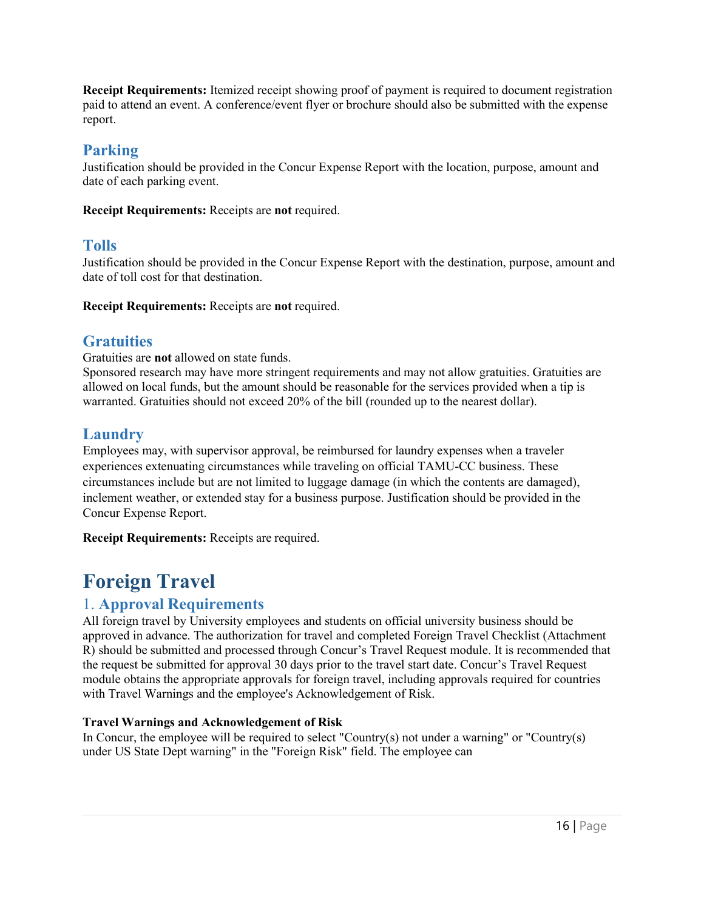**Receipt Requirements:** Itemized receipt showing proof of payment is required to document registration paid to attend an event. A conference/event flyer or brochure should also be submitted with the expense report.

## Parking

Justification should be provided in the Concur Expense Report with the location, purpose, amount and date of each parking event.

**Receipt Requirements:** Receipts are **not** required.

## Tolls

Justification should be provided in the Concur Expense Report with the destination, purpose, amount and date of toll cost for that destination.

**Receipt Requirements:** Receipts are **not** required.

## Gratuities

Gratuities are **not** allowed on state funds.
Sponsored research may have more stringent requirements and may not allow gratuities. Gratuities are allowed on local funds, but the amount should be reasonable for the services provided when a tip is warranted. Gratuities should not exceed 20% of the bill (rounded up to the nearest dollar).

## Laundry

Employees may, with supervisor approval, be reimbursed for laundry expenses when a traveler experiences extenuating circumstances while traveling on official TAMU-CC business. These circumstances include but are not limited to luggage damage (in which the contents are damaged), inclement weather, or extended stay for a business purpose. Justification should be provided in the Concur Expense Report.

**Receipt Requirements:** Receipts are required.

# Foreign Travel

## 1. Approval Requirements

All foreign travel by University employees and students on official university business should be approved in advance. The authorization for travel and completed Foreign Travel Checklist (Attachment R) should be submitted and processed through Concur's Travel Request module. It is recommended that the request be submitted for approval 30 days prior to the travel start date. Concur's Travel Request module obtains the appropriate approvals for foreign travel, including approvals required for countries with Travel Warnings and the employee's Acknowledgement of Risk.

**Travel Warnings and Acknowledgement of Risk**

In Concur, the employee will be required to select "Country(s) not under a warning" or "Country(s) under US State Dept warning" in the "Foreign Risk" field. The employee can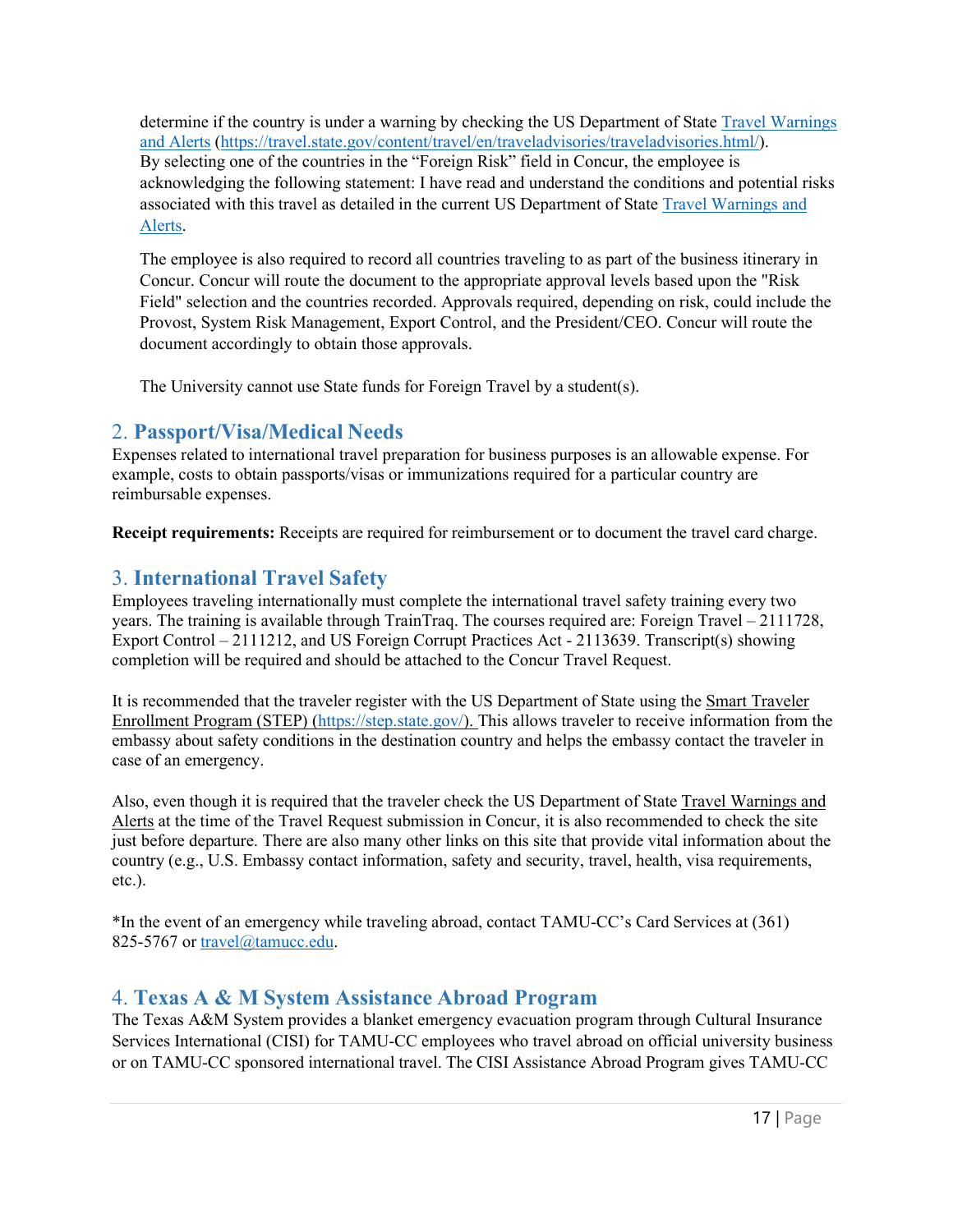determine if the country is under a warning by checking the US Department of State [Travel Warnings and Alerts](https://travel.state.gov/content/travel/en/traveladvisories/traveladvisories.html/) (https://travel.state.gov/content/travel/en/traveladvisories/traveladvisories.html/). By selecting one of the countries in the "Foreign Risk" field in Concur, the employee is acknowledging the following statement: I have read and understand the conditions and potential risks associated with this travel as detailed in the current US Department of State Travel Warnings and Alerts.

The employee is also required to record all countries traveling to as part of the business itinerary in Concur. Concur will route the document to the appropriate approval levels based upon the "Risk Field" selection and the countries recorded. Approvals required, depending on risk, could include the Provost, System Risk Management, Export Control, and the President/CEO. Concur will route the document accordingly to obtain those approvals.

The University cannot use State funds for Foreign Travel by a student(s).

## 2. Passport/Visa/Medical Needs

Expenses related to international travel preparation for business purposes is an allowable expense. For example, costs to obtain passports/visas or immunizations required for a particular country are reimbursable expenses.

**Receipt requirements:** Receipts are required for reimbursement or to document the travel card charge.

## 3. International Travel Safety

Employees traveling internationally must complete the international travel safety training every two years. The training is available through TrainTraq. The courses required are: Foreign Travel – 2111728, Export Control – 2111212, and US Foreign Corrupt Practices Act - 2113639. Transcript(s) showing completion will be required and should be attached to the Concur Travel Request.

It is recommended that the traveler register with the US Department of State using the Smart Traveler Enrollment Program (STEP) (https://step.state.gov/). This allows traveler to receive information from the embassy about safety conditions in the destination country and helps the embassy contact the traveler in case of an emergency.

Also, even though it is required that the traveler check the US Department of State Travel Warnings and Alerts at the time of the Travel Request submission in Concur, it is also recommended to check the site just before departure. There are also many other links on this site that provide vital information about the country (e.g., U.S. Embassy contact information, safety and security, travel, health, visa requirements, etc.).

*In the event of an emergency while traveling abroad, contact TAMU-CC's Card Services at (361) 825-5767 or travel@tamucc.edu.

## 4. Texas A & M System Assistance Abroad Program

The Texas A&M System provides a blanket emergency evacuation program through Cultural Insurance Services International (CISI) for TAMU-CC employees who travel abroad on official university business or on TAMU-CC sponsored international travel. The CISI Assistance Abroad Program gives TAMU-CC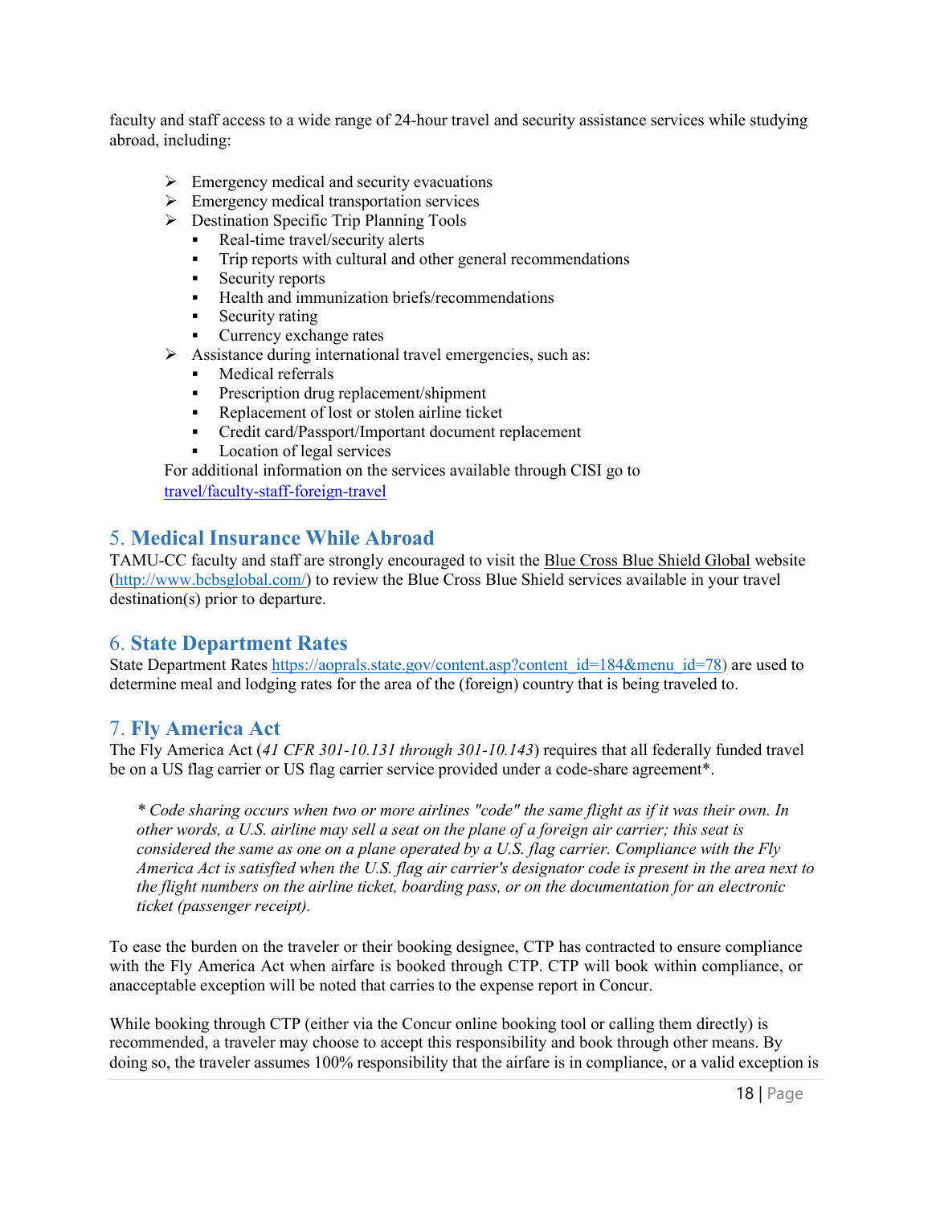faculty and staff access to a wide range of 24-hour travel and security assistance services while studying abroad, including:

- Emergency medical and security evacuations
- Emergency medical transportation services
- Destination Specific Trip Planning Tools
  - Real-time travel/security alerts
  - Trip reports with cultural and other general recommendations
  - Security reports
  - Health and immunization briefs/recommendations
  - Security rating
  - Currency exchange rates
- Assistance during international travel emergencies, such as:
  - Medical referrals
  - Prescription drug replacement/shipment
  - Replacement of lost or stolen airline ticket
  - Credit card/Passport/Important document replacement
  - Location of legal services

For additional information on the services available through CISI go to travel/faculty-staff-foreign-travel

## 5. Medical Insurance While Abroad

TAMU-CC faculty and staff are strongly encouraged to visit the Blue Cross Blue Shield Global website (http://www.bcbsglobal.com/) to review the Blue Cross Blue Shield services available in your travel destination(s) prior to departure.

## 6. State Department Rates

State Department Rates https://aoprals.state.gov/content.asp?content_id=184&menu_id=78) are used to determine meal and lodging rates for the area of the (foreign) country that is being traveled to.

## 7. Fly America Act

The Fly America Act (*41 CFR 301-10.131 through 301-10.143*) requires that all federally funded travel be on a US flag carrier or US flag carrier service provided under a code-share agreement*.

> *\* Code sharing occurs when two or more airlines "code" the same flight as if it was their own. In other words, a U.S. airline may sell a seat on the plane of a foreign air carrier; this seat is considered the same as one on a plane operated by a U.S. flag carrier. Compliance with the Fly America Act is satisfied when the U.S. flag air carrier's designator code is present in the area next to the flight numbers on the airline ticket, boarding pass, or on the documentation for an electronic ticket (passenger receipt).*

To ease the burden on the traveler or their booking designee, CTP has contracted to ensure compliance with the Fly America Act when airfare is booked through CTP. CTP will book within compliance, or anacceptable exception will be noted that carries to the expense report in Concur.

While booking through CTP (either via the Concur online booking tool or calling them directly) is recommended, a traveler may choose to accept this responsibility and book through other means. By doing so, the traveler assumes 100% responsibility that the airfare is in compliance, or a valid exception is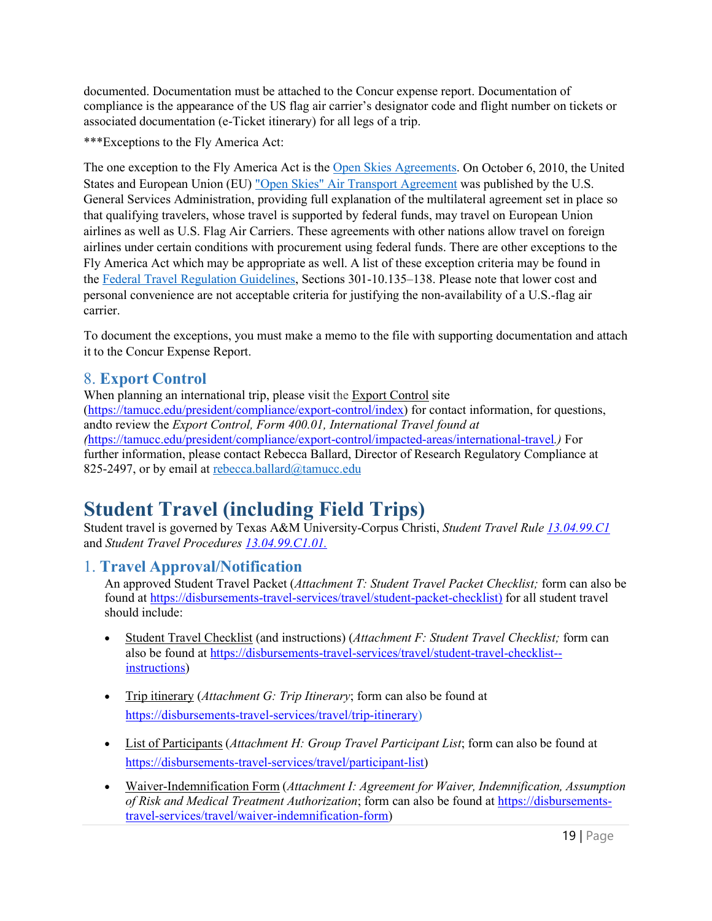documented. Documentation must be attached to the Concur expense report. Documentation of compliance is the appearance of the US flag air carrier's designator code and flight number on tickets or associated documentation (e-Ticket itinerary) for all legs of a trip.

***Exceptions to the Fly America Act:

The one exception to the Fly America Act is the Open Skies Agreements. On October 6, 2010, the United States and European Union (EU) "Open Skies" Air Transport Agreement was published by the U.S. General Services Administration, providing full explanation of the multilateral agreement set in place so that qualifying travelers, whose travel is supported by federal funds, may travel on European Union airlines as well as U.S. Flag Air Carriers. These agreements with other nations allow travel on foreign airlines under certain conditions with procurement using federal funds. There are other exceptions to the Fly America Act which may be appropriate as well. A list of these exception criteria may be found in the Federal Travel Regulation Guidelines, Sections 301-10.135–138. Please note that lower cost and personal convenience are not acceptable criteria for justifying the non-availability of a U.S.-flag air carrier.

To document the exceptions, you must make a memo to the file with supporting documentation and attach it to the Concur Expense Report.

## 8. Export Control

When planning an international trip, please visit the Export Control site (https://tamucc.edu/president/compliance/export-control/index) for contact information, for questions, andto review the *Export Control, Form 400.01, International Travel found at (*https://tamucc.edu/president/compliance/export-control/impacted-areas/international-travel*.)* For further information, please contact Rebecca Ballard, Director of Research Regulatory Compliance at 825-2497, or by email at rebecca.ballard@tamucc.edu

# Student Travel (including Field Trips)

Student travel is governed by Texas A&M University-Corpus Christi, *Student Travel Rule* 13.04.99.C1 and *Student Travel Procedures* 13.04.99.C1.01.

## 1. Travel Approval/Notification

An approved Student Travel Packet (*Attachment T: Student Travel Packet Checklist;* form can also be found at https://disbursements-travel-services/travel/student-packet-checklist) for all student travel should include:

- Student Travel Checklist (and instructions) (*Attachment F: Student Travel Checklist;* form can also be found at https://disbursements-travel-services/travel/student-travel-checklist--instructions)
- Trip itinerary (*Attachment G: Trip Itinerary*; form can also be found at https://disbursements-travel-services/travel/trip-itinerary)
- List of Participants (*Attachment H: Group Travel Participant List*; form can also be found at https://disbursements-travel-services/travel/participant-list)
- Waiver-Indemnification Form (*Attachment I: Agreement for Waiver, Indemnification, Assumption of Risk and Medical Treatment Authorization*; form can also be found at https://disbursements-travel-services/travel/waiver-indemnification-form)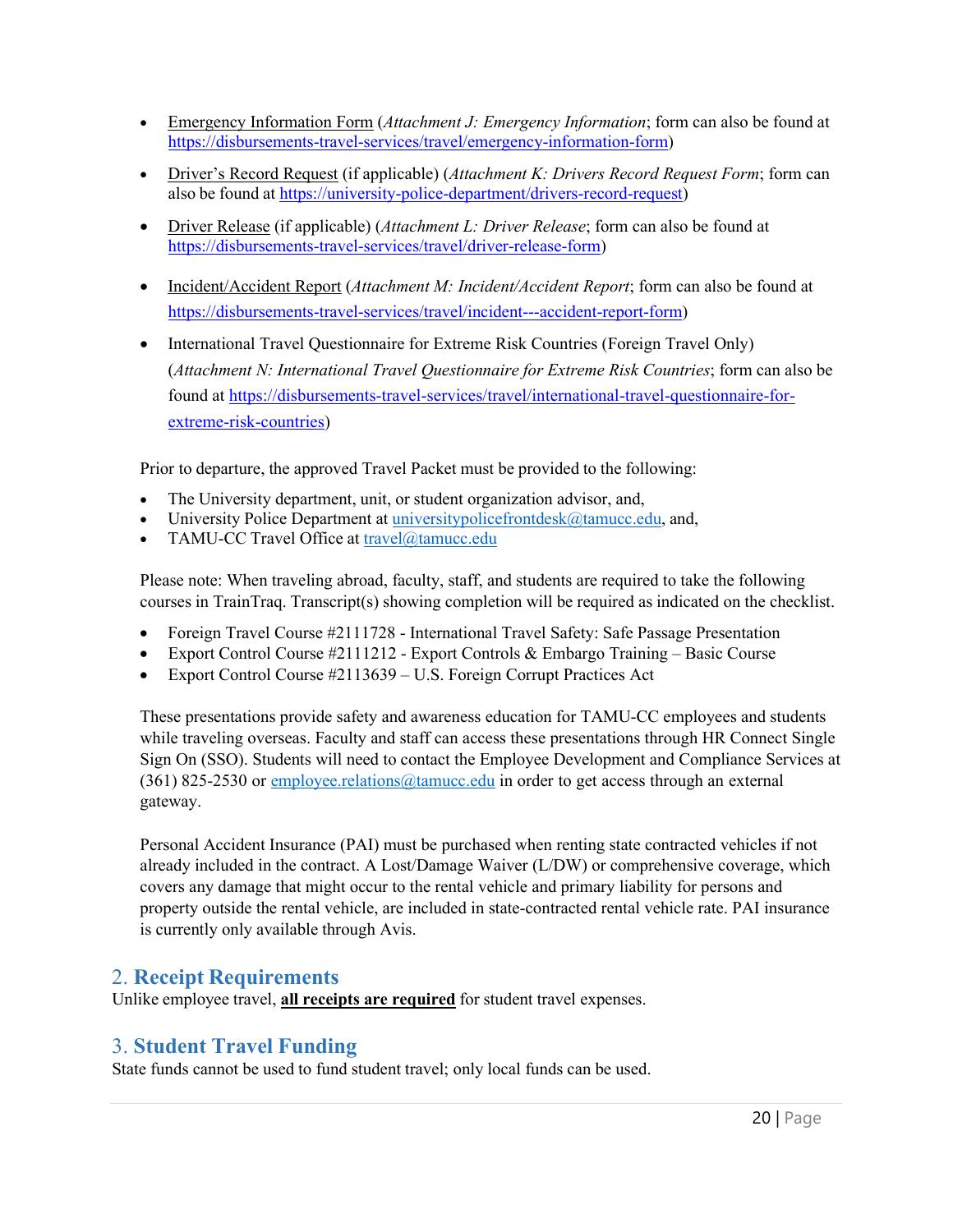- Emergency Information Form (*Attachment J: Emergency Information*; form can also be found at https://disbursements-travel-services/travel/emergency-information-form)
- Driver's Record Request (if applicable) (*Attachment K: Drivers Record Request Form*; form can also be found at https://university-police-department/drivers-record-request)
- Driver Release (if applicable) (*Attachment L: Driver Release*; form can also be found at https://disbursements-travel-services/travel/driver-release-form)
- Incident/Accident Report (*Attachment M: Incident/Accident Report*; form can also be found at https://disbursements-travel-services/travel/incident---accident-report-form)
- International Travel Questionnaire for Extreme Risk Countries (Foreign Travel Only) (*Attachment N: International Travel Questionnaire for Extreme Risk Countries*; form can also be found at https://disbursements-travel-services/travel/international-travel-questionnaire-for-extreme-risk-countries)

Prior to departure, the approved Travel Packet must be provided to the following:

- The University department, unit, or student organization advisor, and,
- University Police Department at universitypolicefrontdesk@tamucc.edu, and,
- TAMU-CC Travel Office at travel@tamucc.edu

Please note: When traveling abroad, faculty, staff, and students are required to take the following courses in TrainTraq. Transcript(s) showing completion will be required as indicated on the checklist.

- Foreign Travel Course #2111728 - International Travel Safety: Safe Passage Presentation
- Export Control Course #2111212 - Export Controls & Embargo Training – Basic Course
- Export Control Course #2113639 – U.S. Foreign Corrupt Practices Act

These presentations provide safety and awareness education for TAMU-CC employees and students while traveling overseas. Faculty and staff can access these presentations through HR Connect Single Sign On (SSO). Students will need to contact the Employee Development and Compliance Services at (361) 825-2530 or employee.relations@tamucc.edu in order to get access through an external gateway.

Personal Accident Insurance (PAI) must be purchased when renting state contracted vehicles if not already included in the contract. A Lost/Damage Waiver (L/DW) or comprehensive coverage, which covers any damage that might occur to the rental vehicle and primary liability for persons and property outside the rental vehicle, are included in state-contracted rental vehicle rate. PAI insurance is currently only available through Avis.

## 2. Receipt Requirements

Unlike employee travel, **all receipts are required** for student travel expenses.

## 3. Student Travel Funding

State funds cannot be used to fund student travel; only local funds can be used.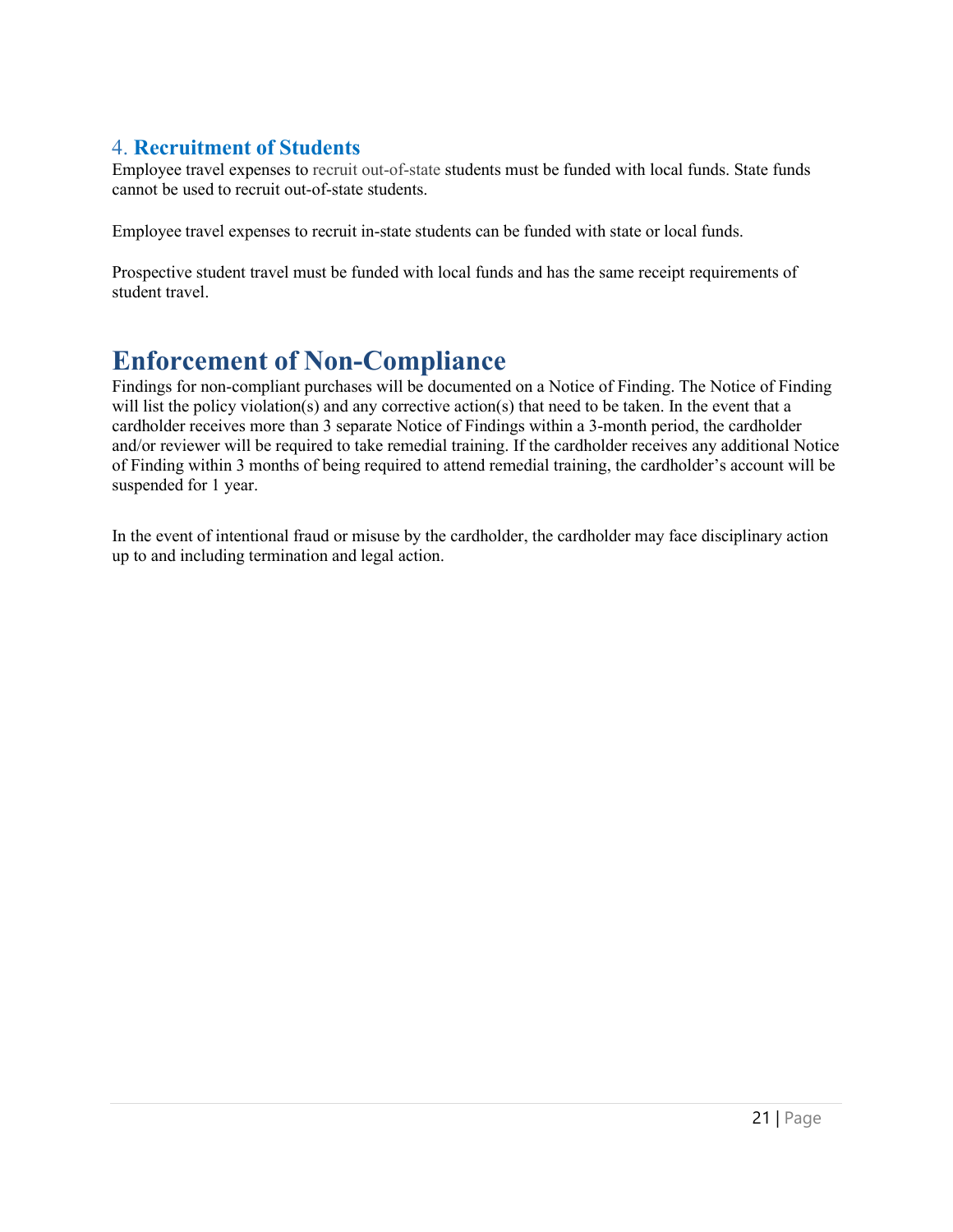### 4. **Recruitment of Students**

Employee travel expenses to recruit out-of-state students must be funded with local funds. State funds cannot be used to recruit out-of-state students.

Employee travel expenses to recruit in-state students can be funded with state or local funds.

Prospective student travel must be funded with local funds and has the same receipt requirements of student travel.

## Enforcement of Non-Compliance

Findings for non-compliant purchases will be documented on a Notice of Finding. The Notice of Finding will list the policy violation(s) and any corrective action(s) that need to be taken. In the event that a cardholder receives more than 3 separate Notice of Findings within a 3-month period, the cardholder and/or reviewer will be required to take remedial training. If the cardholder receives any additional Notice of Finding within 3 months of being required to attend remedial training, the cardholder's account will be suspended for 1 year.

In the event of intentional fraud or misuse by the cardholder, the cardholder may face disciplinary action up to and including termination and legal action.